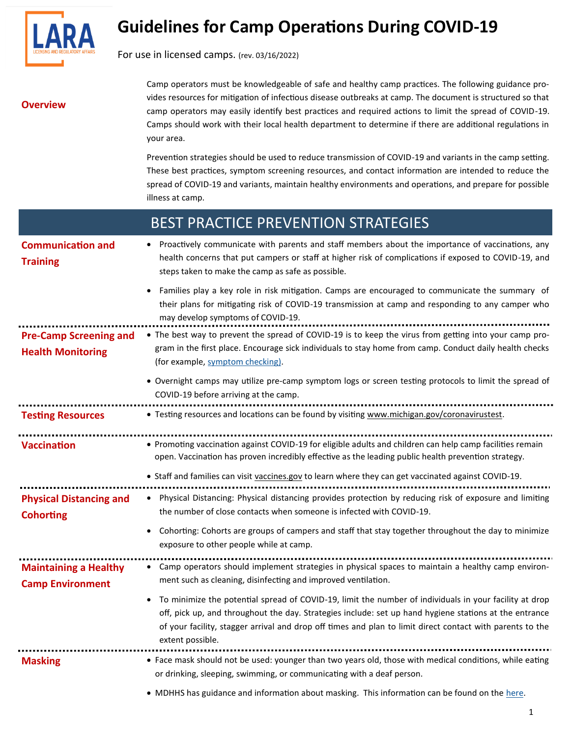# Guidelines for Camp Operations During COVID-19

For use in licensed camps. (rev. 03/16/2022)

## Overview

Camp operators must be knowledgeable of safe and healthy camp practices. The following guidance provides resources for mitigation of infectious disease outbreaks at camp. The document is structured so that camp operators may easily identify best practices and required actions to limit the spread of COVID-19. Camps should work with their local health department to determine if there are additional regulations in your area.

Prevention strategies should be used to reduce transmission of COVID-19 and variants in the camp setting. These best practices, symptom screening resources, and contact information are intended to reduce the spread of COVID-19 and variants, maintain healthy environments and operations, and prepare for possible illness at camp.

## BEST PRACTICE PREVENTION STRATEGIES

### Communication and Training

- Proactively communicate with parents and staff members about the importance of vaccinations, any health concerns that put campers or staff at higher risk of complications if exposed to COVID-19, and steps taken to make the camp as safe as possible.
- Families play a key role in risk mitigation. Camps are encouraged to communicate the summary of their plans for mitigating risk of COVID-19 transmission at camp and responding to any camper who may develop symptoms of COVID-19.

### Pre-Camp Screening and Health Monitoring

- The best way to prevent the spread of COVID-19 is to keep the virus from getting into your camp program in the first place. Encourage sick individuals to stay home from camp. Conduct daily health checks (for example, symptom checking).
- Overnight camps may utilize pre-camp symptom logs or screen testing protocols to limit the spread of COVID-19 before arriving at the camp.

### Testing Resources

- Testing resources and locations can be found by visiting www.michigan.gov/coronavirustest.

### Vaccination

- Promoting vaccination against COVID-19 for eligible adults and children can help camp facilities remain open. Vaccination has proven incredibly effective as the leading public health prevention strategy.
- Staff and families can visit vaccines.gov to learn where they can get vaccinated against COVID-19.

### Physical Distancing and Cohorting

- Physical Distancing: Physical distancing provides protection by reducing risk of exposure and limiting the number of close contacts when someone is infected with COVID-19.
- Cohorting: Cohorts are groups of campers and staff that stay together throughout the day to minimize exposure to other people while at camp.

### Maintaining a Healthy Camp Environment

- Camp operators should implement strategies in physical spaces to maintain a healthy camp environment such as cleaning, disinfecting and improved ventilation.
- To minimize the potential spread of COVID-19, limit the number of individuals in your facility at drop off, pick up, and throughout the day. Strategies include: set up hand hygiene stations at the entrance of your facility, stagger arrival and drop off times and plan to limit direct contact with parents to the extent possible.

### Masking

- Face mask should not be used: younger than two years old, those with medical conditions, while eating or drinking, sleeping, swimming, or communicating with a deaf person.
- MDHHS has guidance and information about masking. This information can be found on the here.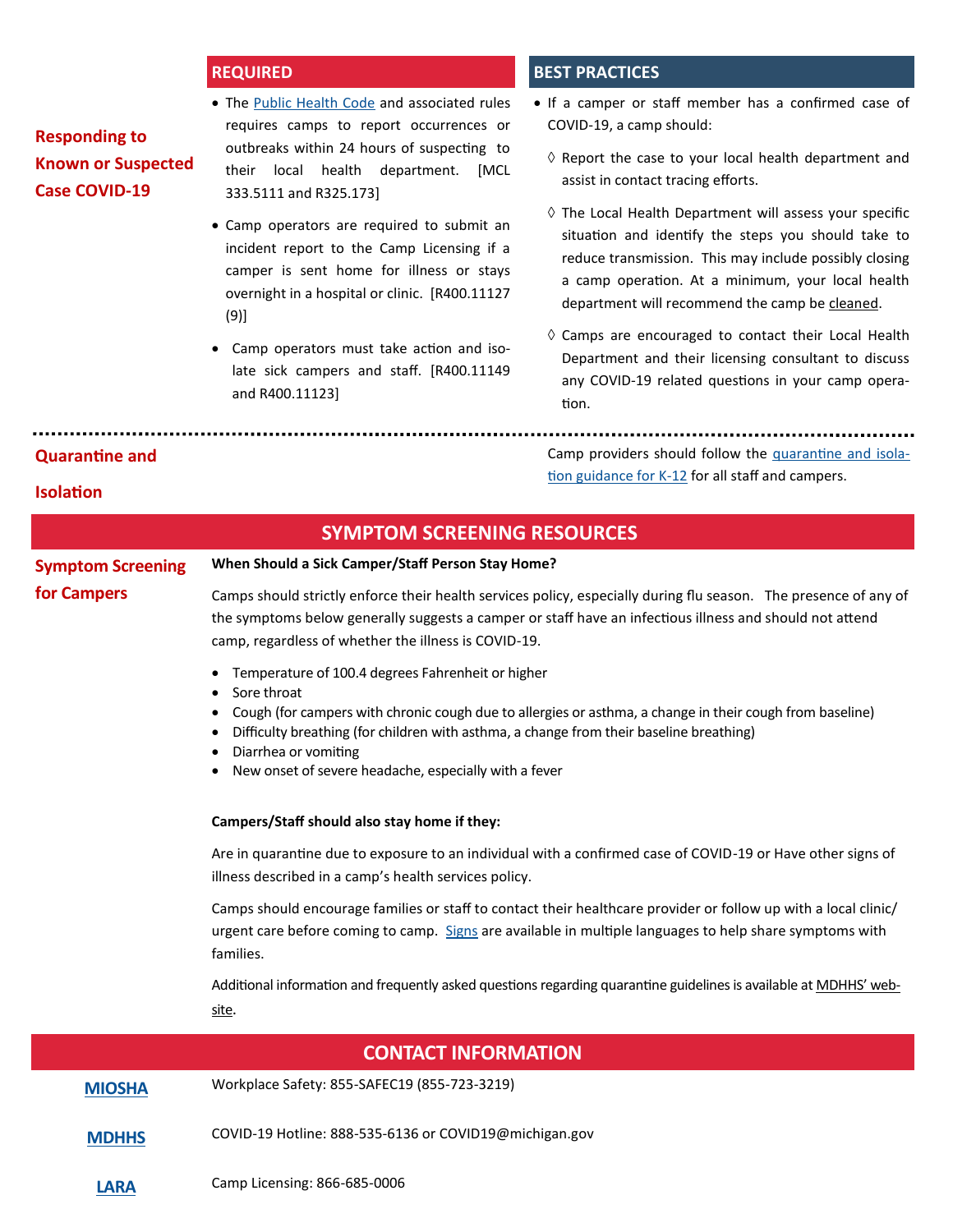## Responding to Known or Suspected Case COVID-19

### REQUIRED

- The Public Health Code and associated rules requires camps to report occurrences or outbreaks within 24 hours of suspecting to their local health department. [MCL 333.5111 and R325.173]
- Camp operators are required to submit an incident report to the Camp Licensing if a camper is sent home for illness or stays overnight in a hospital or clinic. [R400.11127 (9)]
- Camp operators must take action and isolate sick campers and staff. [R400.11149 and R400.11123]

### BEST PRACTICES

- If a camper or staff member has a confirmed case of COVID-19, a camp should:
  - ◊ Report the case to your local health department and assist in contact tracing efforts.
  - ◊ The Local Health Department will assess your specific situation and identify the steps you should take to reduce transmission. This may include possibly closing a camp operation. At a minimum, your local health department will recommend the camp be cleaned.
  - ◊ Camps are encouraged to contact their Local Health Department and their licensing consultant to discuss any COVID-19 related questions in your camp operation.

## Quarantine and Isolation

Camp providers should follow the quarantine and isolation guidance for K-12 for all staff and campers.

# SYMPTOM SCREENING RESOURCES

## Symptom Screening for Campers

**When Should a Sick Camper/Staff Person Stay Home?**

Camps should strictly enforce their health services policy, especially during flu season. The presence of any of the symptoms below generally suggests a camper or staff have an infectious illness and should not attend camp, regardless of whether the illness is COVID-19.

- Temperature of 100.4 degrees Fahrenheit or higher
- Sore throat
- Cough (for campers with chronic cough due to allergies or asthma, a change in their cough from baseline)
- Difficulty breathing (for children with asthma, a change from their baseline breathing)
- Diarrhea or vomiting
- New onset of severe headache, especially with a fever

**Campers/Staff should also stay home if they:**

Are in quarantine due to exposure to an individual with a confirmed case of COVID-19 or Have other signs of illness described in a camp's health services policy.

Camps should encourage families or staff to contact their healthcare provider or follow up with a local clinic/urgent care before coming to camp. Signs are available in multiple languages to help share symptoms with families.

Additional information and frequently asked questions regarding quarantine guidelines is available at MDHHS' website.

# CONTACT INFORMATION

**MIOSHA** Workplace Safety: 855-SAFEC19 (855-723-3219)

**MDHHS** COVID-19 Hotline: 888-535-6136 or COVID19@michigan.gov

**LARA** Camp Licensing: 866-685-0006